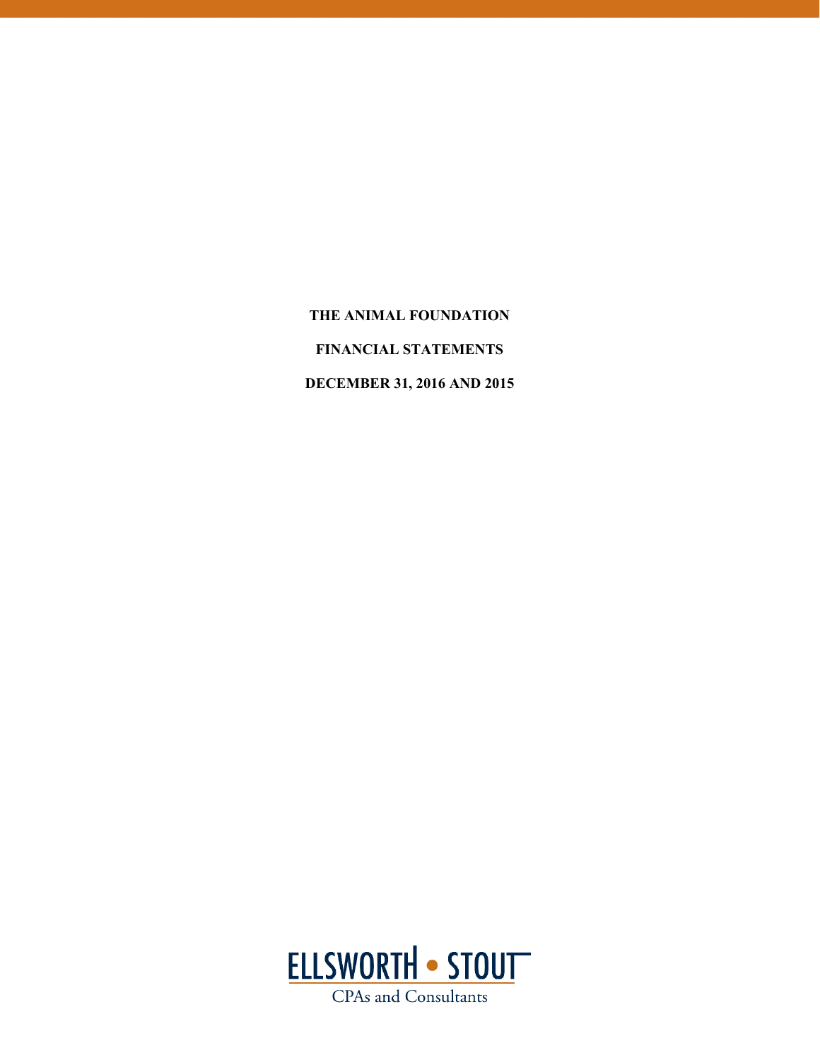**THE ANIMAL FOUNDATION**

**FINANCIAL STATEMENTS**

**DECEMBER 31, 2016 AND 2015**

ELLSWORTH • STOUT

CPAs and Consultants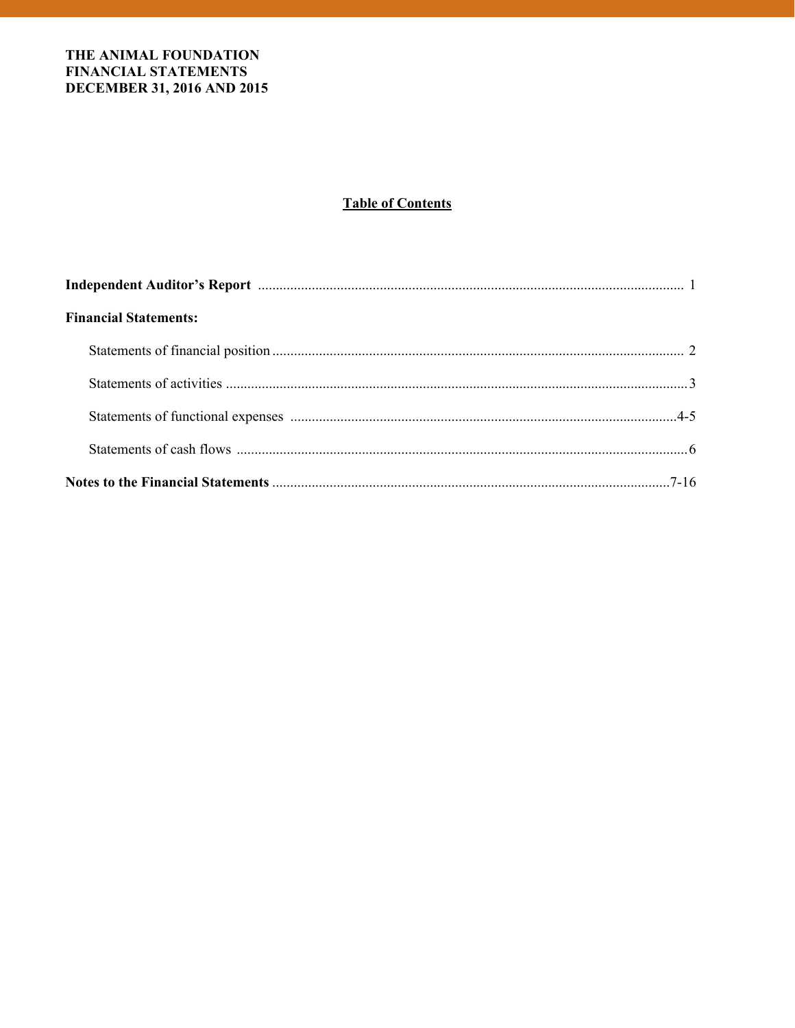**THE ANIMAL FOUNDATION**
**FINANCIAL STATEMENTS**
**DECEMBER 31, 2016 AND 2015**

## Table of Contents

**Independent Auditor's Report** .......................................................... 1

**Financial Statements:**

Statements of financial position .......................................................... 2

Statements of activities .......................................................... 3

Statements of functional expenses .......................................................... 4-5

Statements of cash flows .......................................................... 6

**Notes to the Financial Statements** .......................................................... 7-16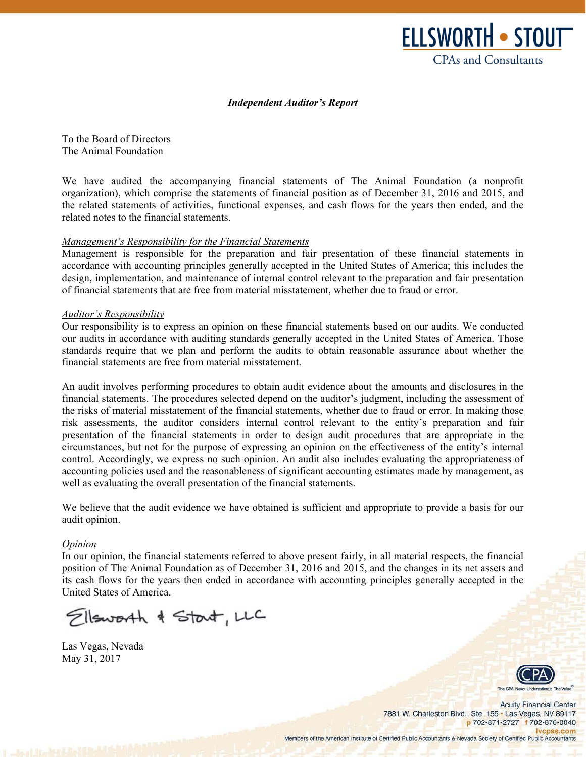# *Independent Auditor's Report*

To the Board of Directors
The Animal Foundation

We have audited the accompanying financial statements of The Animal Foundation (a nonprofit organization), which comprise the statements of financial position as of December 31, 2016 and 2015, and the related statements of activities, functional expenses, and cash flows for the years then ended, and the related notes to the financial statements.

*Management's Responsibility for the Financial Statements*
Management is responsible for the preparation and fair presentation of these financial statements in accordance with accounting principles generally accepted in the United States of America; this includes the design, implementation, and maintenance of internal control relevant to the preparation and fair presentation of financial statements that are free from material misstatement, whether due to fraud or error.

*Auditor's Responsibility*
Our responsibility is to express an opinion on these financial statements based on our audits. We conducted our audits in accordance with auditing standards generally accepted in the United States of America. Those standards require that we plan and perform the audits to obtain reasonable assurance about whether the financial statements are free from material misstatement.

An audit involves performing procedures to obtain audit evidence about the amounts and disclosures in the financial statements. The procedures selected depend on the auditor's judgment, including the assessment of the risks of material misstatement of the financial statements, whether due to fraud or error. In making those risk assessments, the auditor considers internal control relevant to the entity's preparation and fair presentation of the financial statements in order to design audit procedures that are appropriate in the circumstances, but not for the purpose of expressing an opinion on the effectiveness of the entity's internal control. Accordingly, we express no such opinion. An audit also includes evaluating the appropriateness of accounting policies used and the reasonableness of significant accounting estimates made by management, as well as evaluating the overall presentation of the financial statements.

We believe that the audit evidence we have obtained is sufficient and appropriate to provide a basis for our audit opinion.

*Opinion*
In our opinion, the financial statements referred to above present fairly, in all material respects, the financial position of The Animal Foundation as of December 31, 2016 and 2015, and the changes in its net assets and its cash flows for the years then ended in accordance with accounting principles generally accepted in the United States of America.

Ellsworth & Stout, LLC

Las Vegas, Nevada
May 31, 2017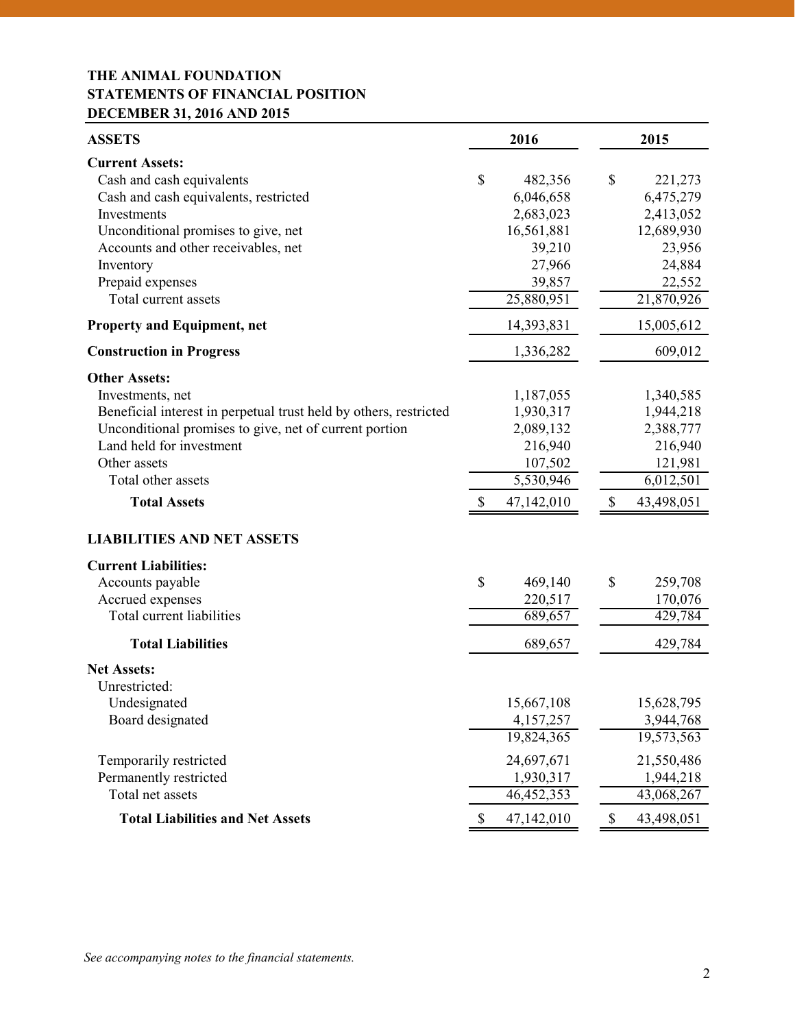**THE ANIMAL FOUNDATION**
**STATEMENTS OF FINANCIAL POSITION**
**DECEMBER 31, 2016 AND 2015**

| ASSETS | 2016 | 2015 |
|---|---|---|
| **Current Assets:** | | |
| Cash and cash equivalents | $ 482,356 | $ 221,273 |
| Cash and cash equivalents, restricted | 6,046,658 | 6,475,279 |
| Investments | 2,683,023 | 2,413,052 |
| Unconditional promises to give, net | 16,561,881 | 12,689,930 |
| Accounts and other receivables, net | 39,210 | 23,956 |
| Inventory | 27,966 | 24,884 |
| Prepaid expenses | 39,857 | 22,552 |
| Total current assets | 25,880,951 | 21,870,926 |
| **Property and Equipment, net** | 14,393,831 | 15,005,612 |
| **Construction in Progress** | 1,336,282 | 609,012 |
| **Other Assets:** | | |
| Investments, net | 1,187,055 | 1,340,585 |
| Beneficial interest in perpetual trust held by others, restricted | 1,930,317 | 1,944,218 |
| Unconditional promises to give, net of current portion | 2,089,132 | 2,388,777 |
| Land held for investment | 216,940 | 216,940 |
| Other assets | 107,502 | 121,981 |
| Total other assets | 5,530,946 | 6,012,501 |
| **Total Assets** | $ 47,142,010 | $ 43,498,051 |
| **LIABILITIES AND NET ASSETS** | | |
| **Current Liabilities:** | | |
| Accounts payable | $ 469,140 | $ 259,708 |
| Accrued expenses | 220,517 | 170,076 |
| Total current liabilities | 689,657 | 429,784 |
| **Total Liabilities** | 689,657 | 429,784 |
| **Net Assets:** | | |
| Unrestricted: | | |
| Undesignated | 15,667,108 | 15,628,795 |
| Board designated | 4,157,257 | 3,944,768 |
| | 19,824,365 | 19,573,563 |
| Temporarily restricted | 24,697,671 | 21,550,486 |
| Permanently restricted | 1,930,317 | 1,944,218 |
| Total net assets | 46,452,353 | 43,068,267 |
| **Total Liabilities and Net Assets** | $ 47,142,010 | $ 43,498,051 |

*See accompanying notes to the financial statements.*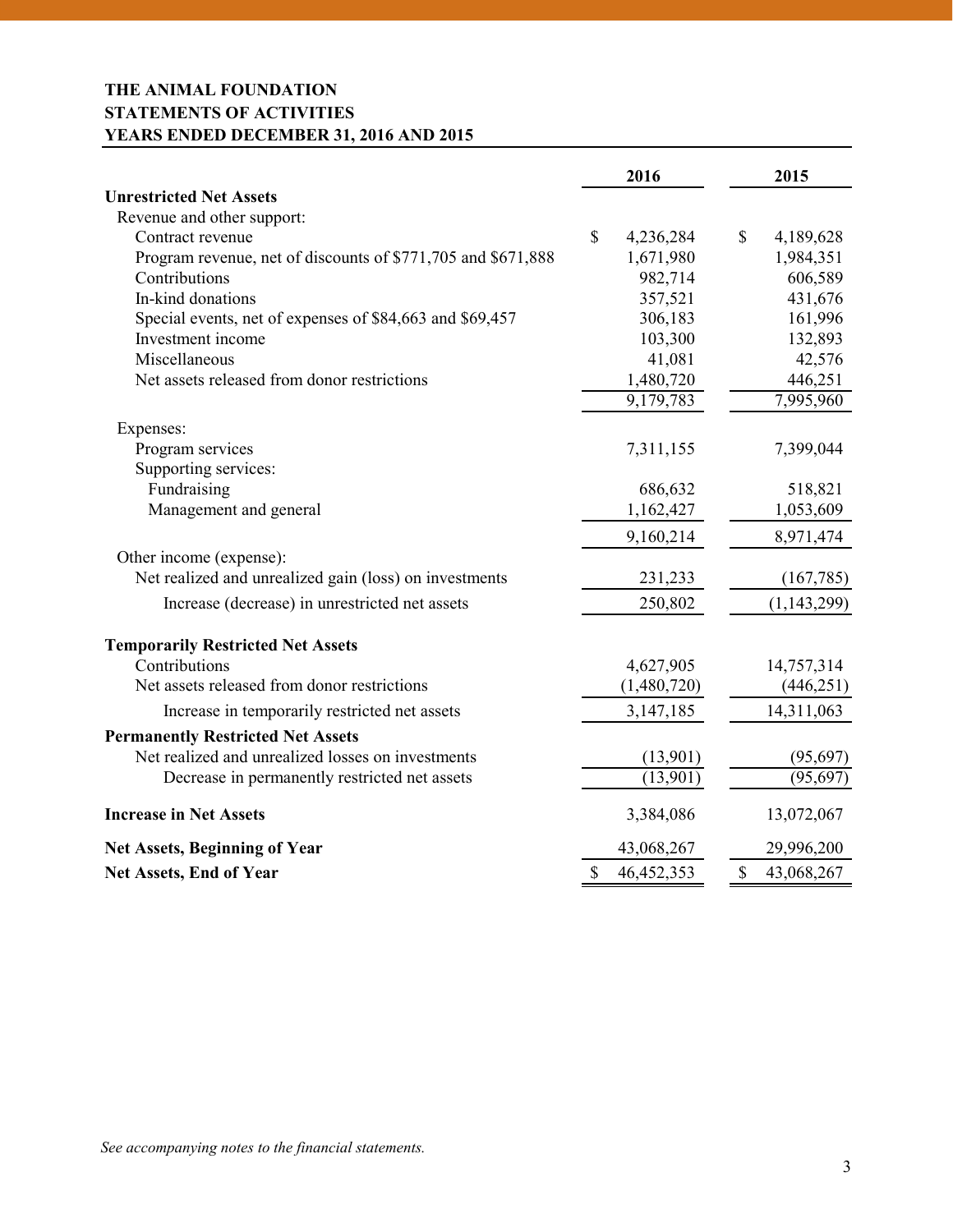**THE ANIMAL FOUNDATION**
**STATEMENTS OF ACTIVITIES**
**YEARS ENDED DECEMBER 31, 2016 AND 2015**

| | 2016 | 2015 |
|---|---|---|
| **Unrestricted Net Assets** | | |
| Revenue and other support: | | |
| Contract revenue | $ 4,236,284 | $ 4,189,628 |
| Program revenue, net of discounts of $771,705 and $671,888 | 1,671,980 | 1,984,351 |
| Contributions | 982,714 | 606,589 |
| In-kind donations | 357,521 | 431,676 |
| Special events, net of expenses of $84,663 and $69,457 | 306,183 | 161,996 |
| Investment income | 103,300 | 132,893 |
| Miscellaneous | 41,081 | 42,576 |
| Net assets released from donor restrictions | 1,480,720 | 446,251 |
| | 9,179,783 | 7,995,960 |
| Expenses: | | |
| Program services | 7,311,155 | 7,399,044 |
| Supporting services: | | |
| Fundraising | 686,632 | 518,821 |
| Management and general | 1,162,427 | 1,053,609 |
| | 9,160,214 | 8,971,474 |
| Other income (expense): | | |
| Net realized and unrealized gain (loss) on investments | 231,233 | (167,785) |
| Increase (decrease) in unrestricted net assets | 250,802 | (1,143,299) |
| **Temporarily Restricted Net Assets** | | |
| Contributions | 4,627,905 | 14,757,314 |
| Net assets released from donor restrictions | (1,480,720) | (446,251) |
| Increase in temporarily restricted net assets | 3,147,185 | 14,311,063 |
| **Permanently Restricted Net Assets** | | |
| Net realized and unrealized losses on investments | (13,901) | (95,697) |
| Decrease in permanently restricted net assets | (13,901) | (95,697) |
| **Increase in Net Assets** | 3,384,086 | 13,072,067 |
| **Net Assets, Beginning of Year** | 43,068,267 | 29,996,200 |
| **Net Assets, End of Year** | $ 46,452,353 | $ 43,068,267 |

*See accompanying notes to the financial statements.*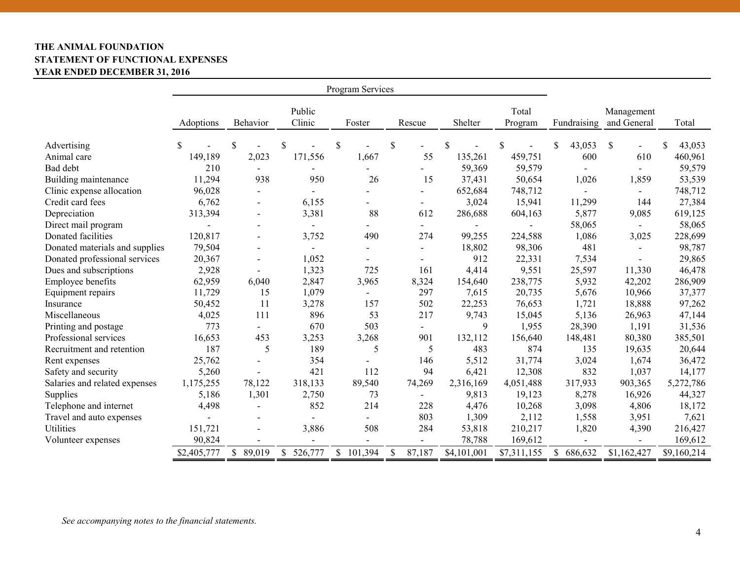**THE ANIMAL FOUNDATION**
**STATEMENT OF FUNCTIONAL EXPENSES**
**YEAR ENDED DECEMBER 31, 2016**

| | Program Services | | | | | | | | | |
|---|---|---|---|---|---|---|---|---|---|---|
| | Adoptions | Behavior | Public Clinic | Foster | Rescue | Shelter | Total Program | Fundraising | Management and General | Total |
| Advertising | $ - | $ - | $ - | $ - | $ - | $ - | $ - | $ 43,053 | $ - | $ 43,053 |
| Animal care | 149,189 | 2,023 | 171,556 | 1,667 | 55 | 135,261 | 459,751 | 600 | 610 | 460,961 |
| Bad debt | 210 | - | - | - | - | 59,369 | 59,579 | - | - | 59,579 |
| Building maintenance | 11,294 | 938 | 950 | 26 | 15 | 37,431 | 50,654 | 1,026 | 1,859 | 53,539 |
| Clinic expense allocation | 96,028 | - | - | - | - | 652,684 | 748,712 | - | - | 748,712 |
| Credit card fees | 6,762 | - | 6,155 | - | - | 3,024 | 15,941 | 11,299 | 144 | 27,384 |
| Depreciation | 313,394 | - | 3,381 | 88 | 612 | 286,688 | 604,163 | 5,877 | 9,085 | 619,125 |
| Direct mail program | - | - | - | - | - | - | - | 58,065 | - | 58,065 |
| Donated facilities | 120,817 | - | 3,752 | 490 | 274 | 99,255 | 224,588 | 1,086 | 3,025 | 228,699 |
| Donated materials and supplies | 79,504 | - | - | - | - | 18,802 | 98,306 | 481 | - | 98,787 |
| Donated professional services | 20,367 | - | 1,052 | - | - | 912 | 22,331 | 7,534 | - | 29,865 |
| Dues and subscriptions | 2,928 | - | 1,323 | 725 | 161 | 4,414 | 9,551 | 25,597 | 11,330 | 46,478 |
| Employee benefits | 62,959 | 6,040 | 2,847 | 3,965 | 8,324 | 154,640 | 238,775 | 5,932 | 42,202 | 286,909 |
| Equipment repairs | 11,729 | 15 | 1,079 | - | 297 | 7,615 | 20,735 | 5,676 | 10,966 | 37,377 |
| Insurance | 50,452 | 11 | 3,278 | 157 | 502 | 22,253 | 76,653 | 1,721 | 18,888 | 97,262 |
| Miscellaneous | 4,025 | 111 | 896 | 53 | 217 | 9,743 | 15,045 | 5,136 | 26,963 | 47,144 |
| Printing and postage | 773 | - | 670 | 503 | - | 9 | 1,955 | 28,390 | 1,191 | 31,536 |
| Professional services | 16,653 | 453 | 3,253 | 3,268 | 901 | 132,112 | 156,640 | 148,481 | 80,380 | 385,501 |
| Recruitment and retention | 187 | 5 | 189 | 5 | 5 | 483 | 874 | 135 | 19,635 | 20,644 |
| Rent expenses | 25,762 | - | 354 | - | 146 | 5,512 | 31,774 | 3,024 | 1,674 | 36,472 |
| Safety and security | 5,260 | - | 421 | 112 | 94 | 6,421 | 12,308 | 832 | 1,037 | 14,177 |
| Salaries and related expenses | 1,175,255 | 78,122 | 318,133 | 89,540 | 74,269 | 2,316,169 | 4,051,488 | 317,933 | 903,365 | 5,272,786 |
| Supplies | 5,186 | 1,301 | 2,750 | 73 | - | 9,813 | 19,123 | 8,278 | 16,926 | 44,327 |
| Telephone and internet | 4,498 | - | 852 | 214 | 228 | 4,476 | 10,268 | 3,098 | 4,806 | 18,172 |
| Travel and auto expenses | - | - | - | - | 803 | 1,309 | 2,112 | 1,558 | 3,951 | 7,621 |
| Utilities | 151,721 | - | 3,886 | 508 | 284 | 53,818 | 210,217 | 1,820 | 4,390 | 216,427 |
| Volunteer expenses | 90,824 | - | - | - | - | 78,788 | 169,612 | - | - | 169,612 |
| | $2,405,777 | $ 89,019 | $ 526,777 | $ 101,394 | $ 87,187 | $4,101,001 | $7,311,155 | $ 686,632 | $1,162,427 | $9,160,214 |

*See accompanying notes to the financial statements.*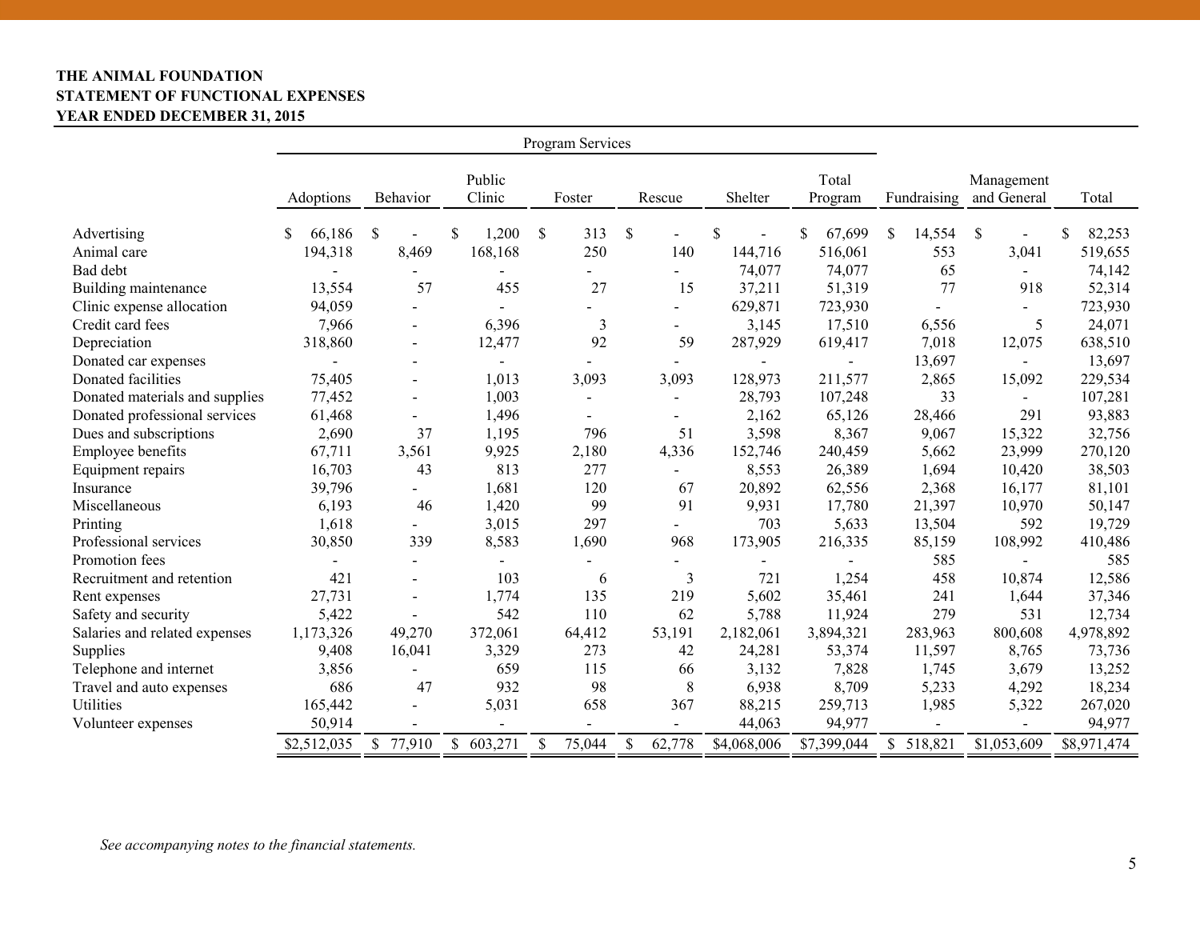**THE ANIMAL FOUNDATION**
**STATEMENT OF FUNCTIONAL EXPENSES**
**YEAR ENDED DECEMBER 31, 2015**

| | Program Services | | | | | | | | | |
|---|---|---|---|---|---|---|---|---|---|---|
| | Adoptions | Behavior | Public Clinic | Foster | Rescue | Shelter | Total Program | Fundraising | Management and General | Total |
| Advertising | $ 66,186 | $ - | $ 1,200 | $ 313 | $ - | $ - | $ 67,699 | $ 14,554 | $ - | $ 82,253 |
| Animal care | 194,318 | 8,469 | 168,168 | 250 | 140 | 144,716 | 516,061 | 553 | 3,041 | 519,655 |
| Bad debt | - | - | - | - | - | 74,077 | 74,077 | 65 | - | 74,142 |
| Building maintenance | 13,554 | 57 | 455 | 27 | 15 | 37,211 | 51,319 | 77 | 918 | 52,314 |
| Clinic expense allocation | 94,059 | - | - | - | - | 629,871 | 723,930 | - | - | 723,930 |
| Credit card fees | 7,966 | - | 6,396 | 3 | - | 3,145 | 17,510 | 6,556 | 5 | 24,071 |
| Depreciation | 318,860 | - | 12,477 | 92 | 59 | 287,929 | 619,417 | 7,018 | 12,075 | 638,510 |
| Donated car expenses | - | - | - | - | - | - | - | 13,697 | - | 13,697 |
| Donated facilities | 75,405 | - | 1,013 | 3,093 | 3,093 | 128,973 | 211,577 | 2,865 | 15,092 | 229,534 |
| Donated materials and supplies | 77,452 | - | 1,003 | - | - | 28,793 | 107,248 | 33 | - | 107,281 |
| Donated professional services | 61,468 | - | 1,496 | - | - | 2,162 | 65,126 | 28,466 | 291 | 93,883 |
| Dues and subscriptions | 2,690 | 37 | 1,195 | 796 | 51 | 3,598 | 8,367 | 9,067 | 15,322 | 32,756 |
| Employee benefits | 67,711 | 3,561 | 9,925 | 2,180 | 4,336 | 152,746 | 240,459 | 5,662 | 23,999 | 270,120 |
| Equipment repairs | 16,703 | 43 | 813 | 277 | - | 8,553 | 26,389 | 1,694 | 10,420 | 38,503 |
| Insurance | 39,796 | - | 1,681 | 120 | 67 | 20,892 | 62,556 | 2,368 | 16,177 | 81,101 |
| Miscellaneous | 6,193 | 46 | 1,420 | 99 | 91 | 9,931 | 17,780 | 21,397 | 10,970 | 50,147 |
| Printing | 1,618 | - | 3,015 | 297 | - | 703 | 5,633 | 13,504 | 592 | 19,729 |
| Professional services | 30,850 | 339 | 8,583 | 1,690 | 968 | 173,905 | 216,335 | 85,159 | 108,992 | 410,486 |
| Promotion fees | - | - | - | - | - | - | - | 585 | - | 585 |
| Recruitment and retention | 421 | - | 103 | 6 | 3 | 721 | 1,254 | 458 | 10,874 | 12,586 |
| Rent expenses | 27,731 | - | 1,774 | 135 | 219 | 5,602 | 35,461 | 241 | 1,644 | 37,346 |
| Safety and security | 5,422 | - | 542 | 110 | 62 | 5,788 | 11,924 | 279 | 531 | 12,734 |
| Salaries and related expenses | 1,173,326 | 49,270 | 372,061 | 64,412 | 53,191 | 2,182,061 | 3,894,321 | 283,963 | 800,608 | 4,978,892 |
| Supplies | 9,408 | 16,041 | 3,329 | 273 | 42 | 24,281 | 53,374 | 11,597 | 8,765 | 73,736 |
| Telephone and internet | 3,856 | - | 659 | 115 | 66 | 3,132 | 7,828 | 1,745 | 3,679 | 13,252 |
| Travel and auto expenses | 686 | 47 | 932 | 98 | 8 | 6,938 | 8,709 | 5,233 | 4,292 | 18,234 |
| Utilities | 165,442 | - | 5,031 | 658 | 367 | 88,215 | 259,713 | 1,985 | 5,322 | 267,020 |
| Volunteer expenses | 50,914 | - | - | - | - | 44,063 | 94,977 | - | - | 94,977 |
| | $2,512,035 | $ 77,910 | $ 603,271 | $ 75,044 | $ 62,778 | $4,068,006 | $7,399,044 | $ 518,821 | $1,053,609 | $8,971,474 |

*See accompanying notes to the financial statements.*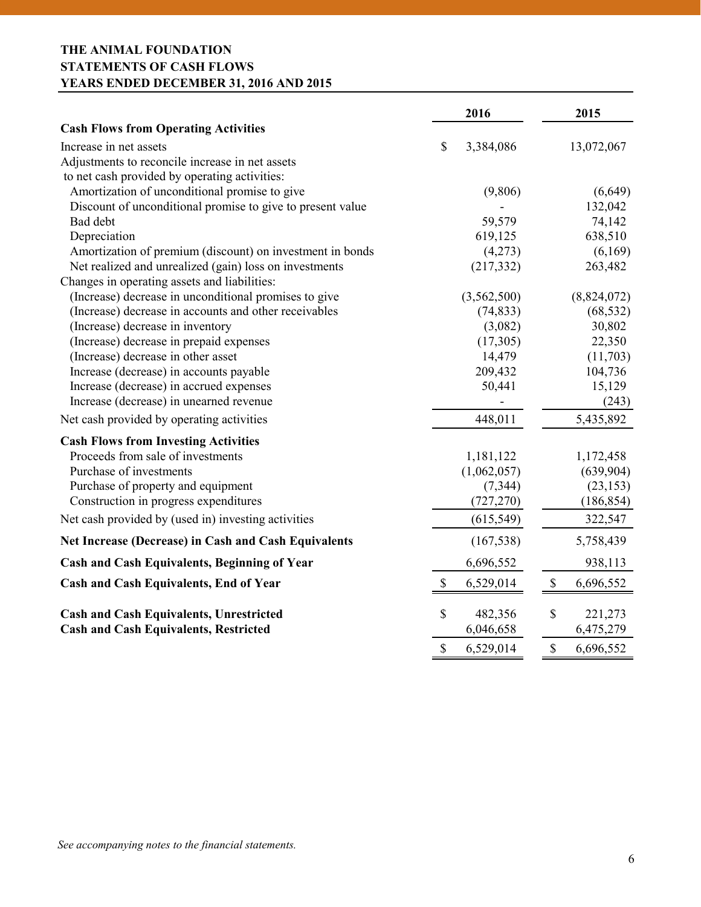**THE ANIMAL FOUNDATION**
**STATEMENTS OF CASH FLOWS**
**YEARS ENDED DECEMBER 31, 2016 AND 2015**

| | 2016 | 2015 |
|---|---|---|
| **Cash Flows from Operating Activities** | | |
| Increase in net assets | $ 3,384,086 | 13,072,067 |
| Adjustments to reconcile increase in net assets to net cash provided by operating activities: | | |
| Amortization of unconditional promise to give | (9,806) | (6,649) |
| Discount of unconditional promise to give to present value | - | 132,042 |
| Bad debt | 59,579 | 74,142 |
| Depreciation | 619,125 | 638,510 |
| Amortization of premium (discount) on investment in bonds | (4,273) | (6,169) |
| Net realized and unrealized (gain) loss on investments | (217,332) | 263,482 |
| Changes in operating assets and liabilities: | | |
| (Increase) decrease in unconditional promises to give | (3,562,500) | (8,824,072) |
| (Increase) decrease in accounts and other receivables | (74,833) | (68,532) |
| (Increase) decrease in inventory | (3,082) | 30,802 |
| (Increase) decrease in prepaid expenses | (17,305) | 22,350 |
| (Increase) decrease in other asset | 14,479 | (11,703) |
| Increase (decrease) in accounts payable | 209,432 | 104,736 |
| Increase (decrease) in accrued expenses | 50,441 | 15,129 |
| Increase (decrease) in unearned revenue | - | (243) |
| Net cash provided by operating activities | 448,011 | 5,435,892 |
| **Cash Flows from Investing Activities** | | |
| Proceeds from sale of investments | 1,181,122 | 1,172,458 |
| Purchase of investments | (1,062,057) | (639,904) |
| Purchase of property and equipment | (7,344) | (23,153) |
| Construction in progress expenditures | (727,270) | (186,854) |
| Net cash provided by (used in) investing activities | (615,549) | 322,547 |
| **Net Increase (Decrease) in Cash and Cash Equivalents** | (167,538) | 5,758,439 |
| **Cash and Cash Equivalents, Beginning of Year** | 6,696,552 | 938,113 |
| **Cash and Cash Equivalents, End of Year** | $ 6,529,014 | $ 6,696,552 |
| | | |
| **Cash and Cash Equivalents, Unrestricted** | $ 482,356 | $ 221,273 |
| **Cash and Cash Equivalents, Restricted** | 6,046,658 | 6,475,279 |
| | $ 6,529,014 | $ 6,696,552 |

*See accompanying notes to the financial statements.*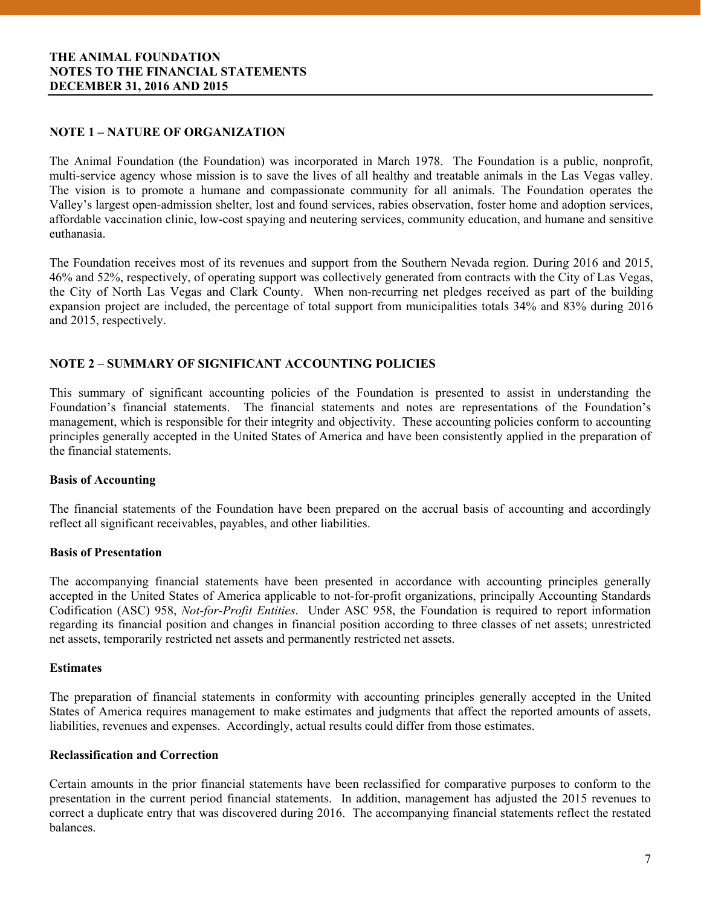**THE ANIMAL FOUNDATION**
**NOTES TO THE FINANCIAL STATEMENTS**
**DECEMBER 31, 2016 AND 2015**

## NOTE 1 – NATURE OF ORGANIZATION

The Animal Foundation (the Foundation) was incorporated in March 1978. The Foundation is a public, nonprofit, multi-service agency whose mission is to save the lives of all healthy and treatable animals in the Las Vegas valley. The vision is to promote a humane and compassionate community for all animals. The Foundation operates the Valley's largest open-admission shelter, lost and found services, rabies observation, foster home and adoption services, affordable vaccination clinic, low-cost spaying and neutering services, community education, and humane and sensitive euthanasia.

The Foundation receives most of its revenues and support from the Southern Nevada region. During 2016 and 2015, 46% and 52%, respectively, of operating support was collectively generated from contracts with the City of Las Vegas, the City of North Las Vegas and Clark County. When non-recurring net pledges received as part of the building expansion project are included, the percentage of total support from municipalities totals 34% and 83% during 2016 and 2015, respectively.

## NOTE 2 – SUMMARY OF SIGNIFICANT ACCOUNTING POLICIES

This summary of significant accounting policies of the Foundation is presented to assist in understanding the Foundation's financial statements. The financial statements and notes are representations of the Foundation's management, which is responsible for their integrity and objectivity. These accounting policies conform to accounting principles generally accepted in the United States of America and have been consistently applied in the preparation of the financial statements.

### Basis of Accounting

The financial statements of the Foundation have been prepared on the accrual basis of accounting and accordingly reflect all significant receivables, payables, and other liabilities.

### Basis of Presentation

The accompanying financial statements have been presented in accordance with accounting principles generally accepted in the United States of America applicable to not-for-profit organizations, principally Accounting Standards Codification (ASC) 958, *Not-for-Profit Entities*. Under ASC 958, the Foundation is required to report information regarding its financial position and changes in financial position according to three classes of net assets; unrestricted net assets, temporarily restricted net assets and permanently restricted net assets.

### Estimates

The preparation of financial statements in conformity with accounting principles generally accepted in the United States of America requires management to make estimates and judgments that affect the reported amounts of assets, liabilities, revenues and expenses. Accordingly, actual results could differ from those estimates.

### Reclassification and Correction

Certain amounts in the prior financial statements have been reclassified for comparative purposes to conform to the presentation in the current period financial statements. In addition, management has adjusted the 2015 revenues to correct a duplicate entry that was discovered during 2016. The accompanying financial statements reflect the restated balances.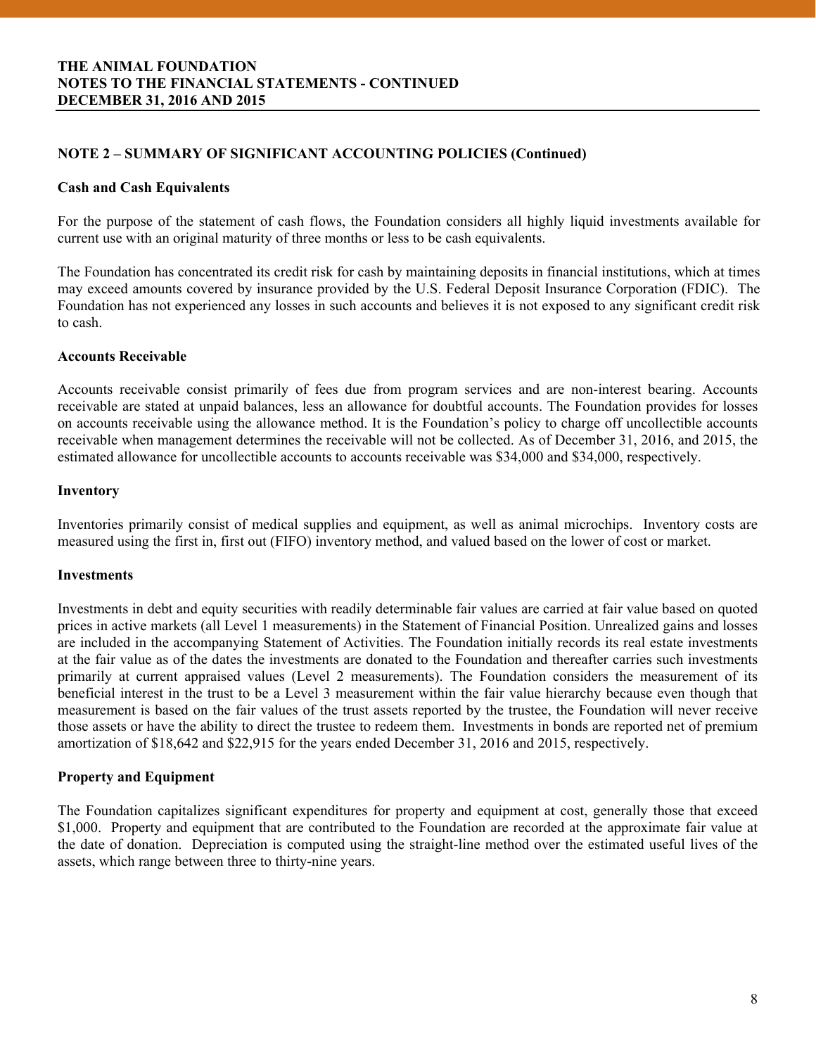## NOTE 2 – SUMMARY OF SIGNIFICANT ACCOUNTING POLICIES (Continued)

### Cash and Cash Equivalents

For the purpose of the statement of cash flows, the Foundation considers all highly liquid investments available for current use with an original maturity of three months or less to be cash equivalents.

The Foundation has concentrated its credit risk for cash by maintaining deposits in financial institutions, which at times may exceed amounts covered by insurance provided by the U.S. Federal Deposit Insurance Corporation (FDIC). The Foundation has not experienced any losses in such accounts and believes it is not exposed to any significant credit risk to cash.

### Accounts Receivable

Accounts receivable consist primarily of fees due from program services and are non-interest bearing. Accounts receivable are stated at unpaid balances, less an allowance for doubtful accounts. The Foundation provides for losses on accounts receivable using the allowance method. It is the Foundation's policy to charge off uncollectible accounts receivable when management determines the receivable will not be collected. As of December 31, 2016, and 2015, the estimated allowance for uncollectible accounts to accounts receivable was $34,000 and $34,000, respectively.

### Inventory

Inventories primarily consist of medical supplies and equipment, as well as animal microchips. Inventory costs are measured using the first in, first out (FIFO) inventory method, and valued based on the lower of cost or market.

### Investments

Investments in debt and equity securities with readily determinable fair values are carried at fair value based on quoted prices in active markets (all Level 1 measurements) in the Statement of Financial Position. Unrealized gains and losses are included in the accompanying Statement of Activities. The Foundation initially records its real estate investments at the fair value as of the dates the investments are donated to the Foundation and thereafter carries such investments primarily at current appraised values (Level 2 measurements). The Foundation considers the measurement of its beneficial interest in the trust to be a Level 3 measurement within the fair value hierarchy because even though that measurement is based on the fair values of the trust assets reported by the trustee, the Foundation will never receive those assets or have the ability to direct the trustee to redeem them. Investments in bonds are reported net of premium amortization of $18,642 and $22,915 for the years ended December 31, 2016 and 2015, respectively.

### Property and Equipment

The Foundation capitalizes significant expenditures for property and equipment at cost, generally those that exceed $1,000. Property and equipment that are contributed to the Foundation are recorded at the approximate fair value at the date of donation. Depreciation is computed using the straight-line method over the estimated useful lives of the assets, which range between three to thirty-nine years.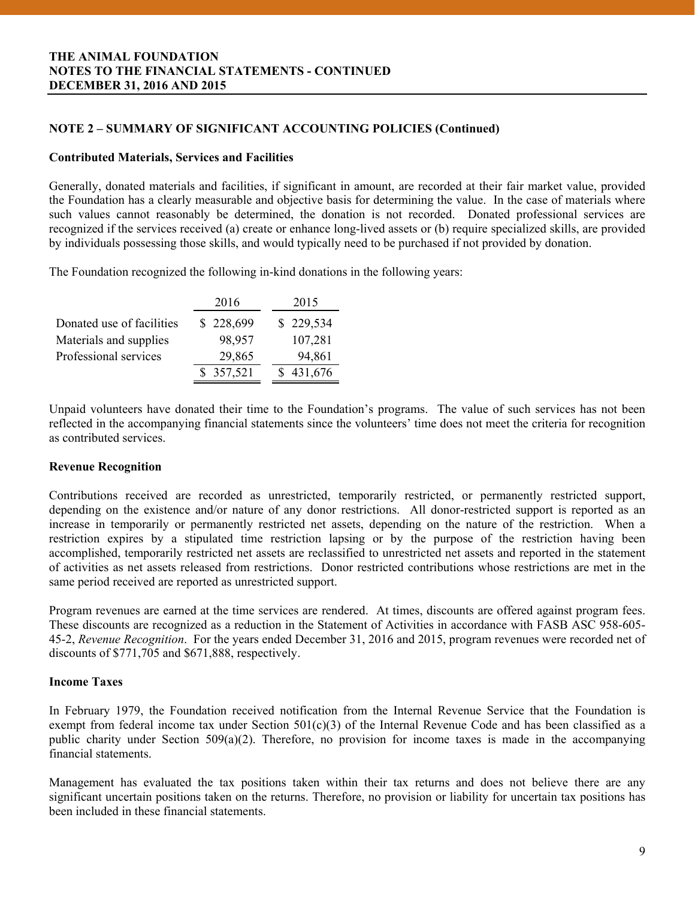## NOTE 2 – SUMMARY OF SIGNIFICANT ACCOUNTING POLICIES (Continued)

### Contributed Materials, Services and Facilities

Generally, donated materials and facilities, if significant in amount, are recorded at their fair market value, provided the Foundation has a clearly measurable and objective basis for determining the value. In the case of materials where such values cannot reasonably be determined, the donation is not recorded. Donated professional services are recognized if the services received (a) create or enhance long-lived assets or (b) require specialized skills, are provided by individuals possessing those skills, and would typically need to be purchased if not provided by donation.

The Foundation recognized the following in-kind donations in the following years:

| | 2016 | 2015 |
|---|---|---|
| Donated use of facilities | $ 228,699 | $ 229,534 |
| Materials and supplies | 98,957 | 107,281 |
| Professional services | 29,865 | 94,861 |
| | $ 357,521 | $ 431,676 |

Unpaid volunteers have donated their time to the Foundation's programs. The value of such services has not been reflected in the accompanying financial statements since the volunteers' time does not meet the criteria for recognition as contributed services.

### Revenue Recognition

Contributions received are recorded as unrestricted, temporarily restricted, or permanently restricted support, depending on the existence and/or nature of any donor restrictions. All donor-restricted support is reported as an increase in temporarily or permanently restricted net assets, depending on the nature of the restriction. When a restriction expires by a stipulated time restriction lapsing or by the purpose of the restriction having been accomplished, temporarily restricted net assets are reclassified to unrestricted net assets and reported in the statement of activities as net assets released from restrictions. Donor restricted contributions whose restrictions are met in the same period received are reported as unrestricted support.

Program revenues are earned at the time services are rendered. At times, discounts are offered against program fees. These discounts are recognized as a reduction in the Statement of Activities in accordance with FASB ASC 958-605-45-2, *Revenue Recognition*. For the years ended December 31, 2016 and 2015, program revenues were recorded net of discounts of $771,705 and $671,888, respectively.

### Income Taxes

In February 1979, the Foundation received notification from the Internal Revenue Service that the Foundation is exempt from federal income tax under Section 501(c)(3) of the Internal Revenue Code and has been classified as a public charity under Section 509(a)(2). Therefore, no provision for income taxes is made in the accompanying financial statements.

Management has evaluated the tax positions taken within their tax returns and does not believe there are any significant uncertain positions taken on the returns. Therefore, no provision or liability for uncertain tax positions has been included in these financial statements.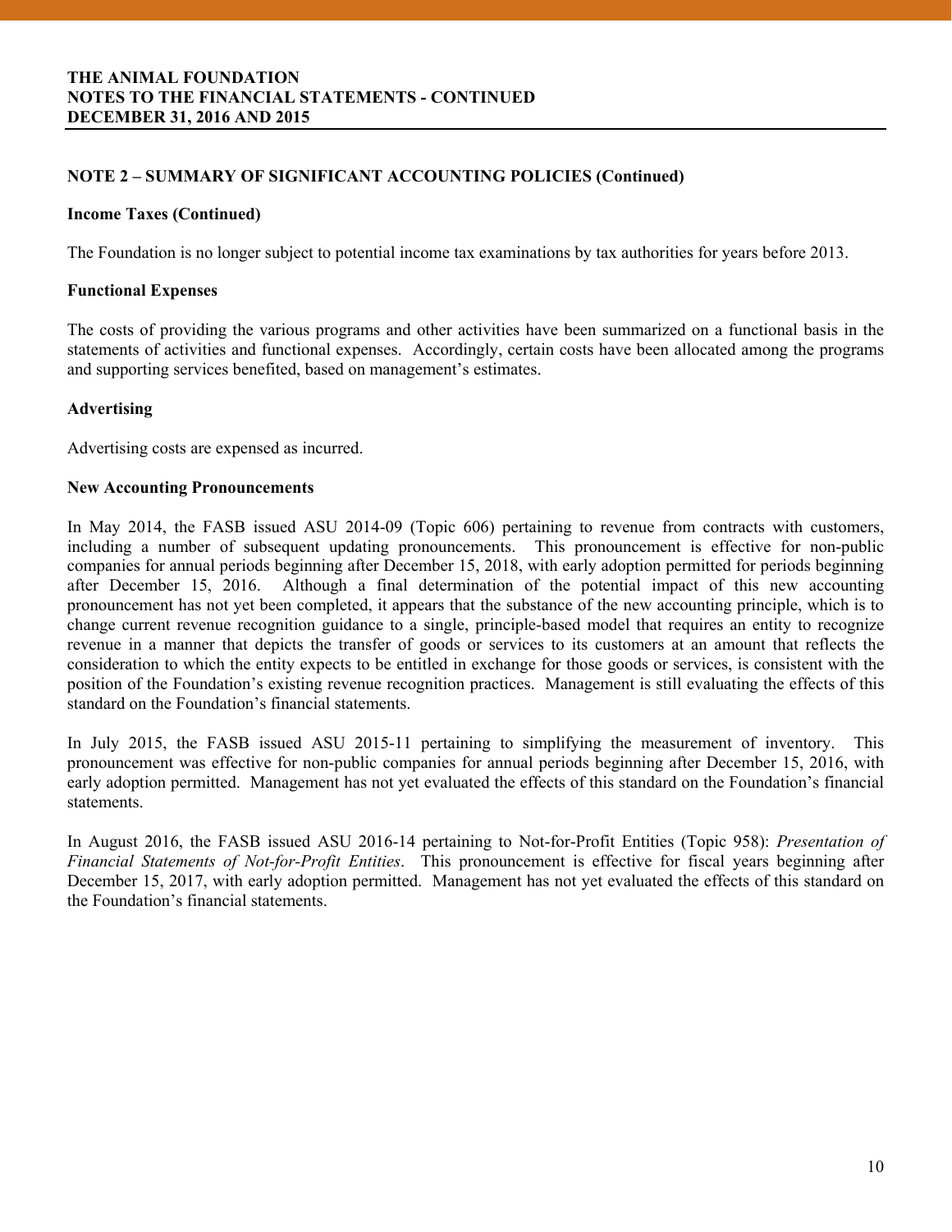## NOTE 2 – SUMMARY OF SIGNIFICANT ACCOUNTING POLICIES (Continued)

### Income Taxes (Continued)

The Foundation is no longer subject to potential income tax examinations by tax authorities for years before 2013.

### Functional Expenses

The costs of providing the various programs and other activities have been summarized on a functional basis in the statements of activities and functional expenses. Accordingly, certain costs have been allocated among the programs and supporting services benefited, based on management's estimates.

### Advertising

Advertising costs are expensed as incurred.

### New Accounting Pronouncements

In May 2014, the FASB issued ASU 2014-09 (Topic 606) pertaining to revenue from contracts with customers, including a number of subsequent updating pronouncements. This pronouncement is effective for non-public companies for annual periods beginning after December 15, 2018, with early adoption permitted for periods beginning after December 15, 2016. Although a final determination of the potential impact of this new accounting pronouncement has not yet been completed, it appears that the substance of the new accounting principle, which is to change current revenue recognition guidance to a single, principle-based model that requires an entity to recognize revenue in a manner that depicts the transfer of goods or services to its customers at an amount that reflects the consideration to which the entity expects to be entitled in exchange for those goods or services, is consistent with the position of the Foundation's existing revenue recognition practices. Management is still evaluating the effects of this standard on the Foundation's financial statements.

In July 2015, the FASB issued ASU 2015-11 pertaining to simplifying the measurement of inventory. This pronouncement was effective for non-public companies for annual periods beginning after December 15, 2016, with early adoption permitted. Management has not yet evaluated the effects of this standard on the Foundation's financial statements.

In August 2016, the FASB issued ASU 2016-14 pertaining to Not-for-Profit Entities (Topic 958): *Presentation of Financial Statements of Not-for-Profit Entities*. This pronouncement is effective for fiscal years beginning after December 15, 2017, with early adoption permitted. Management has not yet evaluated the effects of this standard on the Foundation's financial statements.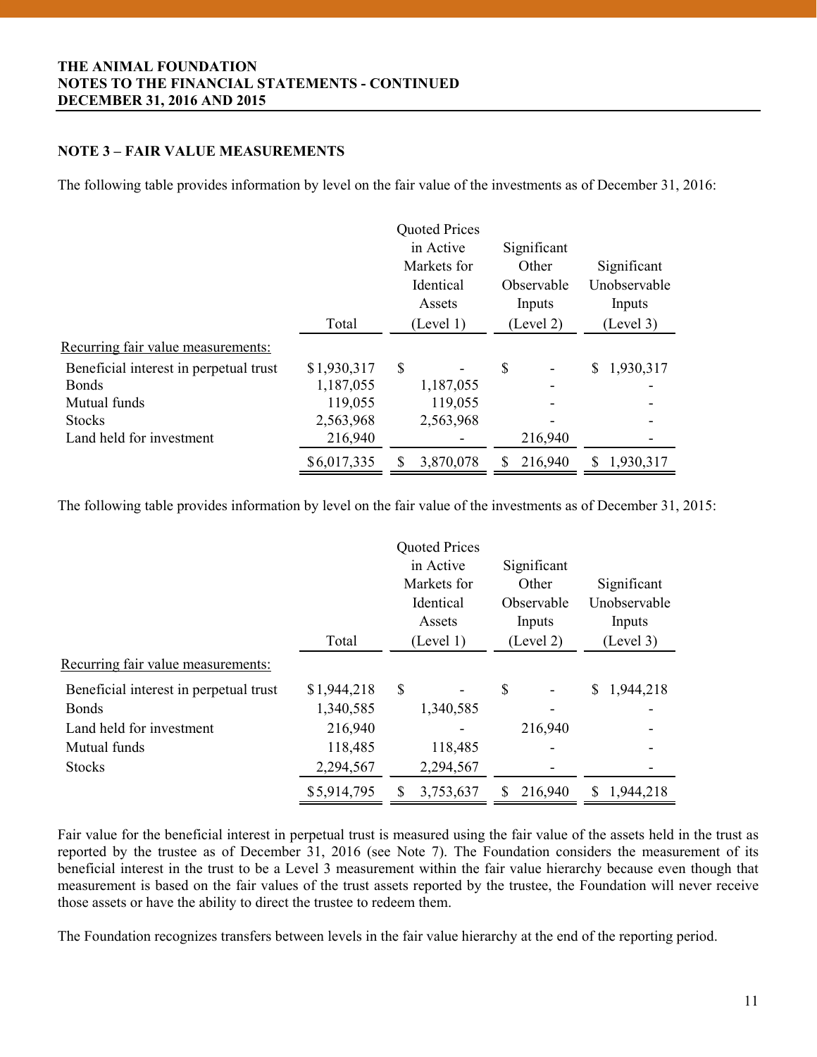**THE ANIMAL FOUNDATION**
**NOTES TO THE FINANCIAL STATEMENTS - CONTINUED**
**DECEMBER 31, 2016 AND 2015**

## NOTE 3 – FAIR VALUE MEASUREMENTS

The following table provides information by level on the fair value of the investments as of December 31, 2016:

| | Total | Quoted Prices in Active Markets for Identical Assets (Level 1) | Significant Other Observable Inputs (Level 2) | Significant Unobservable Inputs (Level 3) |
|---|---|---|---|---|
| Recurring fair value measurements: | | | | |
| Beneficial interest in perpetual trust | $1,930,317 | $ - | $ - | $ 1,930,317 |
| Bonds | 1,187,055 | 1,187,055 | - | - |
| Mutual funds | 119,055 | 119,055 | - | - |
| Stocks | 2,563,968 | 2,563,968 | - | - |
| Land held for investment | 216,940 | - | 216,940 | - |
| | $6,017,335 | $ 3,870,078 | $ 216,940 | $ 1,930,317 |

The following table provides information by level on the fair value of the investments as of December 31, 2015:

| | Total | Quoted Prices in Active Markets for Identical Assets (Level 1) | Significant Other Observable Inputs (Level 2) | Significant Unobservable Inputs (Level 3) |
|---|---|---|---|---|
| Recurring fair value measurements: | | | | |
| Beneficial interest in perpetual trust | $1,944,218 | $ - | $ - | $ 1,944,218 |
| Bonds | 1,340,585 | 1,340,585 | - | - |
| Land held for investment | 216,940 | - | 216,940 | - |
| Mutual funds | 118,485 | 118,485 | - | - |
| Stocks | 2,294,567 | 2,294,567 | - | - |
| | $5,914,795 | $ 3,753,637 | $ 216,940 | $ 1,944,218 |

Fair value for the beneficial interest in perpetual trust is measured using the fair value of the assets held in the trust as reported by the trustee as of December 31, 2016 (see Note 7). The Foundation considers the measurement of its beneficial interest in the trust to be a Level 3 measurement within the fair value hierarchy because even though that measurement is based on the fair values of the trust assets reported by the trustee, the Foundation will never receive those assets or have the ability to direct the trustee to redeem them.

The Foundation recognizes transfers between levels in the fair value hierarchy at the end of the reporting period.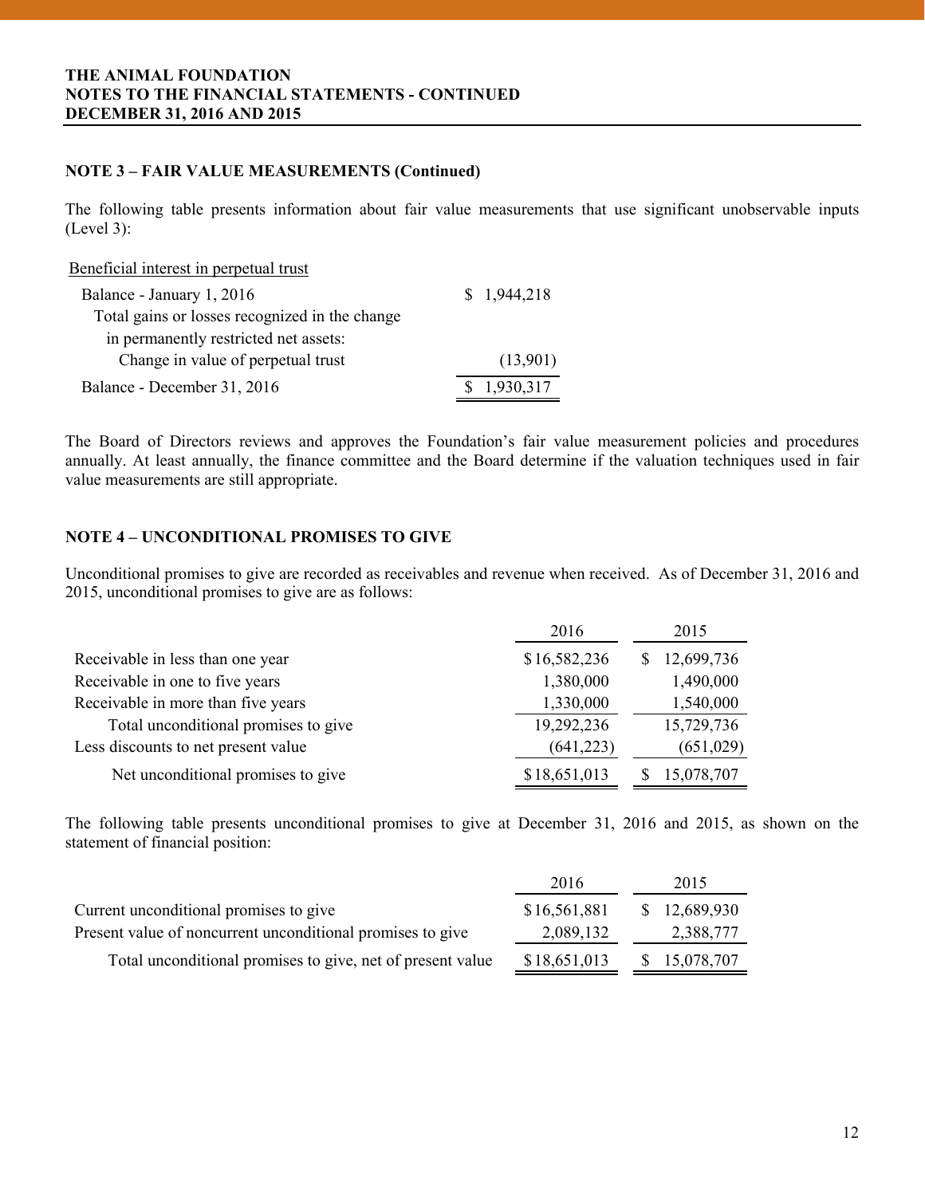THE ANIMAL FOUNDATION
NOTES TO THE FINANCIAL STATEMENTS - CONTINUED
DECEMBER 31, 2016 AND 2015

## NOTE 3 – FAIR VALUE MEASUREMENTS (Continued)

The following table presents information about fair value measurements that use significant unobservable inputs (Level 3):

| Beneficial interest in perpetual trust | |
|---|---|
| Balance - January 1, 2016 | $ 1,944,218 |
| Total gains or losses recognized in the change in permanently restricted net assets: | |
| Change in value of perpetual trust | (13,901) |
| Balance - December 31, 2016 | $ 1,930,317 |

The Board of Directors reviews and approves the Foundation's fair value measurement policies and procedures annually. At least annually, the finance committee and the Board determine if the valuation techniques used in fair value measurements are still appropriate.

## NOTE 4 – UNCONDITIONAL PROMISES TO GIVE

Unconditional promises to give are recorded as receivables and revenue when received. As of December 31, 2016 and 2015, unconditional promises to give are as follows:

| | 2016 | 2015 |
|---|---|---|
| Receivable in less than one year | $16,582,236 | $ 12,699,736 |
| Receivable in one to five years | 1,380,000 | 1,490,000 |
| Receivable in more than five years | 1,330,000 | 1,540,000 |
| Total unconditional promises to give | 19,292,236 | 15,729,736 |
| Less discounts to net present value | (641,223) | (651,029) |
| Net unconditional promises to give | $18,651,013 | $ 15,078,707 |

The following table presents unconditional promises to give at December 31, 2016 and 2015, as shown on the statement of financial position:

| | 2016 | 2015 |
|---|---|---|
| Current unconditional promises to give | $16,561,881 | $ 12,689,930 |
| Present value of noncurrent unconditional promises to give | 2,089,132 | 2,388,777 |
| Total unconditional promises to give, net of present value | $18,651,013 | $ 15,078,707 |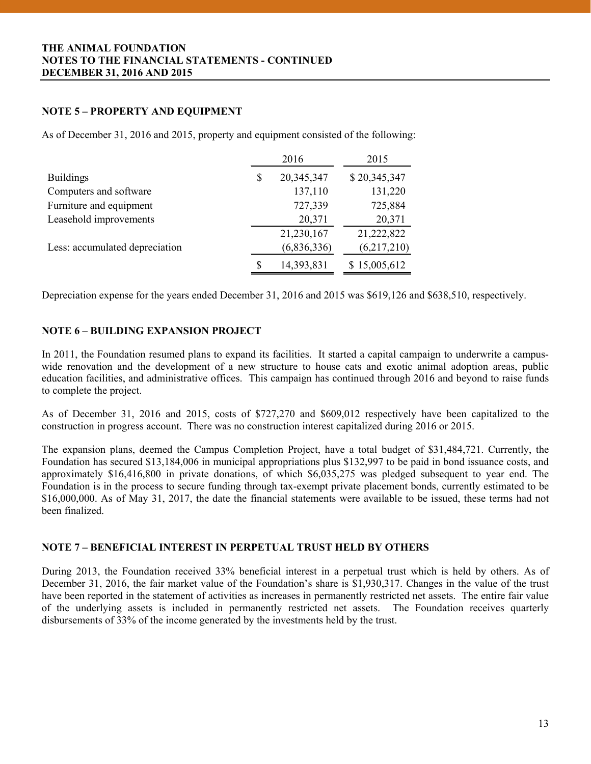**THE ANIMAL FOUNDATION**
**NOTES TO THE FINANCIAL STATEMENTS - CONTINUED**
**DECEMBER 31, 2016 AND 2015**

## NOTE 5 – PROPERTY AND EQUIPMENT

As of December 31, 2016 and 2015, property and equipment consisted of the following:

| | 2016 | 2015 |
|---|---|---|
| Buildings | $ 20,345,347 | $ 20,345,347 |
| Computers and software | 137,110 | 131,220 |
| Furniture and equipment | 727,339 | 725,884 |
| Leasehold improvements | 20,371 | 20,371 |
| | 21,230,167 | 21,222,822 |
| Less: accumulated depreciation | (6,836,336) | (6,217,210) |
| | $ 14,393,831 | $ 15,005,612 |

Depreciation expense for the years ended December 31, 2016 and 2015 was $619,126 and $638,510, respectively.

## NOTE 6 – BUILDING EXPANSION PROJECT

In 2011, the Foundation resumed plans to expand its facilities. It started a capital campaign to underwrite a campus-wide renovation and the development of a new structure to house cats and exotic animal adoption areas, public education facilities, and administrative offices. This campaign has continued through 2016 and beyond to raise funds to complete the project.

As of December 31, 2016 and 2015, costs of $727,270 and $609,012 respectively have been capitalized to the construction in progress account. There was no construction interest capitalized during 2016 or 2015.

The expansion plans, deemed the Campus Completion Project, have a total budget of $31,484,721. Currently, the Foundation has secured $13,184,006 in municipal appropriations plus $132,997 to be paid in bond issuance costs, and approximately $16,416,800 in private donations, of which $6,035,275 was pledged subsequent to year end. The Foundation is in the process to secure funding through tax-exempt private placement bonds, currently estimated to be $16,000,000. As of May 31, 2017, the date the financial statements were available to be issued, these terms had not been finalized.

## NOTE 7 – BENEFICIAL INTEREST IN PERPETUAL TRUST HELD BY OTHERS

During 2013, the Foundation received 33% beneficial interest in a perpetual trust which is held by others. As of December 31, 2016, the fair market value of the Foundation's share is $1,930,317. Changes in the value of the trust have been reported in the statement of activities as increases in permanently restricted net assets. The entire fair value of the underlying assets is included in permanently restricted net assets. The Foundation receives quarterly disbursements of 33% of the income generated by the investments held by the trust.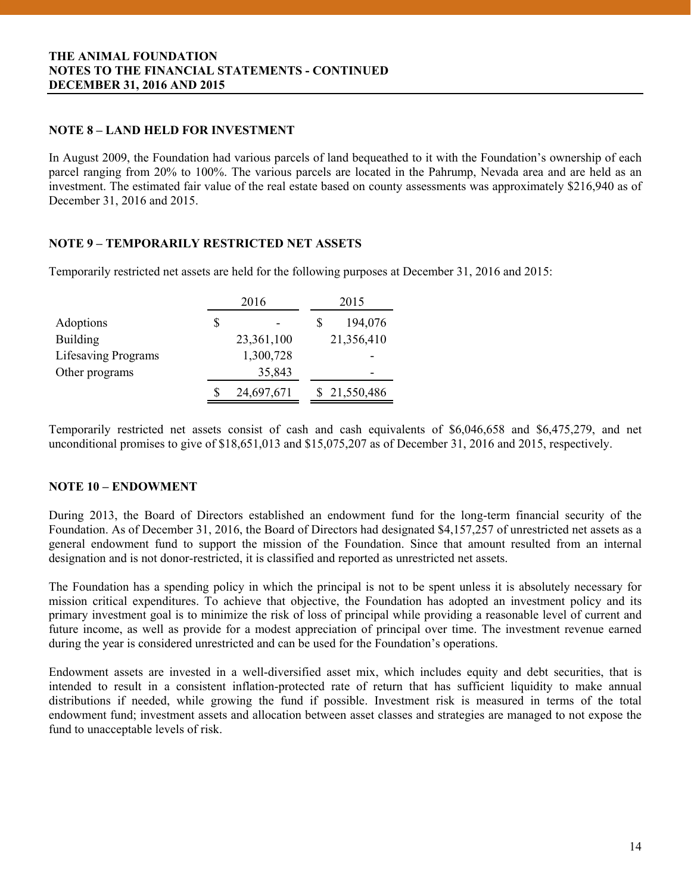## NOTE 8 – LAND HELD FOR INVESTMENT

In August 2009, the Foundation had various parcels of land bequeathed to it with the Foundation's ownership of each parcel ranging from 20% to 100%. The various parcels are located in the Pahrump, Nevada area and are held as an investment. The estimated fair value of the real estate based on county assessments was approximately $216,940 as of December 31, 2016 and 2015.

## NOTE 9 – TEMPORARILY RESTRICTED NET ASSETS

Temporarily restricted net assets are held for the following purposes at December 31, 2016 and 2015:

| | 2016 | 2015 |
|---|---|---|
| Adoptions | $ - | $ 194,076 |
| Building | 23,361,100 | 21,356,410 |
| Lifesaving Programs | 1,300,728 | - |
| Other programs | 35,843 | - |
| | $ 24,697,671 | $ 21,550,486 |

Temporarily restricted net assets consist of cash and cash equivalents of $6,046,658 and $6,475,279, and net unconditional promises to give of $18,651,013 and $15,075,207 as of December 31, 2016 and 2015, respectively.

## NOTE 10 – ENDOWMENT

During 2013, the Board of Directors established an endowment fund for the long-term financial security of the Foundation. As of December 31, 2016, the Board of Directors had designated $4,157,257 of unrestricted net assets as a general endowment fund to support the mission of the Foundation. Since that amount resulted from an internal designation and is not donor-restricted, it is classified and reported as unrestricted net assets.

The Foundation has a spending policy in which the principal is not to be spent unless it is absolutely necessary for mission critical expenditures. To achieve that objective, the Foundation has adopted an investment policy and its primary investment goal is to minimize the risk of loss of principal while providing a reasonable level of current and future income, as well as provide for a modest appreciation of principal over time. The investment revenue earned during the year is considered unrestricted and can be used for the Foundation's operations.

Endowment assets are invested in a well-diversified asset mix, which includes equity and debt securities, that is intended to result in a consistent inflation-protected rate of return that has sufficient liquidity to make annual distributions if needed, while growing the fund if possible. Investment risk is measured in terms of the total endowment fund; investment assets and allocation between asset classes and strategies are managed to not expose the fund to unacceptable levels of risk.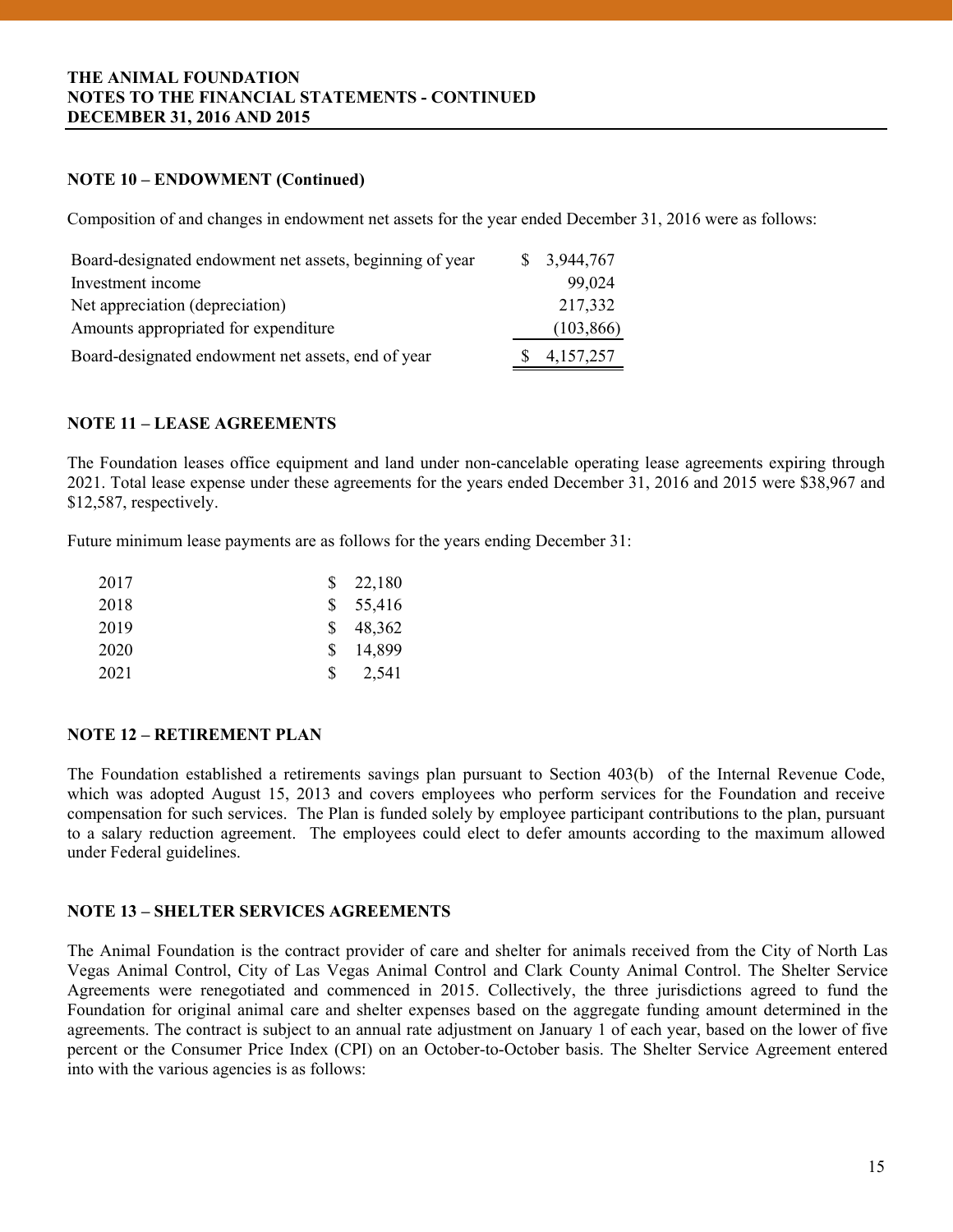## NOTE 10 – ENDOWMENT (Continued)

Composition of and changes in endowment net assets for the year ended December 31, 2016 were as follows:

| | |
|---|---|
| Board-designated endowment net assets, beginning of year | $ 3,944,767 |
| Investment income | 99,024 |
| Net appreciation (depreciation) | 217,332 |
| Amounts appropriated for expenditure | (103,866) |
| Board-designated endowment net assets, end of year | $ 4,157,257 |

## NOTE 11 – LEASE AGREEMENTS

The Foundation leases office equipment and land under non-cancelable operating lease agreements expiring through 2021. Total lease expense under these agreements for the years ended December 31, 2016 and 2015 were $38,967 and $12,587, respectively.

Future minimum lease payments are as follows for the years ending December 31:

| | |
|---|---|
| 2017 | $ 22,180 |
| 2018 | $ 55,416 |
| 2019 | $ 48,362 |
| 2020 | $ 14,899 |
| 2021 | $ 2,541 |

## NOTE 12 – RETIREMENT PLAN

The Foundation established a retirements savings plan pursuant to Section 403(b) of the Internal Revenue Code, which was adopted August 15, 2013 and covers employees who perform services for the Foundation and receive compensation for such services. The Plan is funded solely by employee participant contributions to the plan, pursuant to a salary reduction agreement. The employees could elect to defer amounts according to the maximum allowed under Federal guidelines.

## NOTE 13 – SHELTER SERVICES AGREEMENTS

The Animal Foundation is the contract provider of care and shelter for animals received from the City of North Las Vegas Animal Control, City of Las Vegas Animal Control and Clark County Animal Control. The Shelter Service Agreements were renegotiated and commenced in 2015. Collectively, the three jurisdictions agreed to fund the Foundation for original animal care and shelter expenses based on the aggregate funding amount determined in the agreements. The contract is subject to an annual rate adjustment on January 1 of each year, based on the lower of five percent or the Consumer Price Index (CPI) on an October-to-October basis. The Shelter Service Agreement entered into with the various agencies is as follows: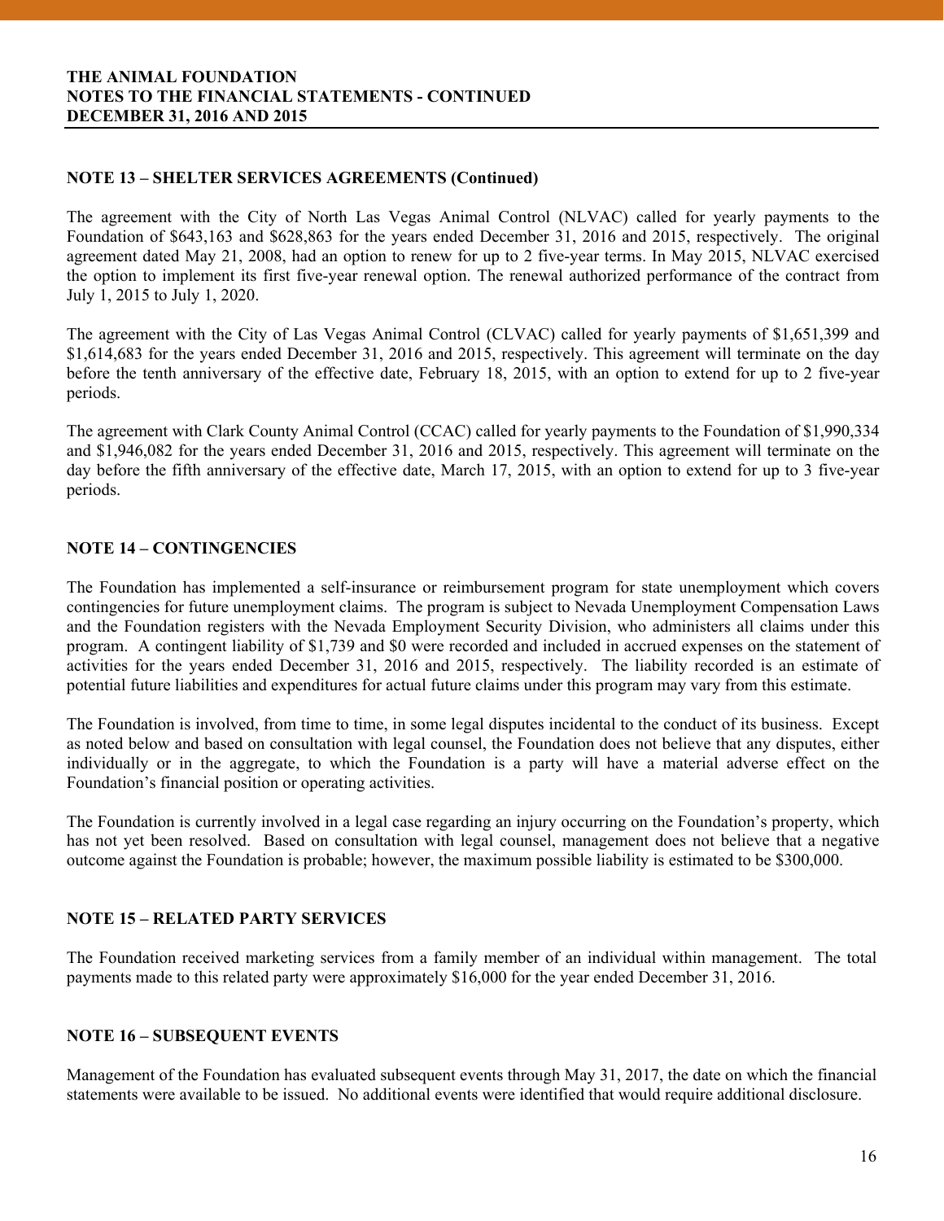### NOTE 13 – SHELTER SERVICES AGREEMENTS (Continued)

The agreement with the City of North Las Vegas Animal Control (NLVAC) called for yearly payments to the Foundation of $643,163 and $628,863 for the years ended December 31, 2016 and 2015, respectively. The original agreement dated May 21, 2008, had an option to renew for up to 2 five-year terms. In May 2015, NLVAC exercised the option to implement its first five-year renewal option. The renewal authorized performance of the contract from July 1, 2015 to July 1, 2020.

The agreement with the City of Las Vegas Animal Control (CLVAC) called for yearly payments of $1,651,399 and $1,614,683 for the years ended December 31, 2016 and 2015, respectively. This agreement will terminate on the day before the tenth anniversary of the effective date, February 18, 2015, with an option to extend for up to 2 five-year periods.

The agreement with Clark County Animal Control (CCAC) called for yearly payments to the Foundation of $1,990,334 and $1,946,082 for the years ended December 31, 2016 and 2015, respectively. This agreement will terminate on the day before the fifth anniversary of the effective date, March 17, 2015, with an option to extend for up to 3 five-year periods.

### NOTE 14 – CONTINGENCIES

The Foundation has implemented a self-insurance or reimbursement program for state unemployment which covers contingencies for future unemployment claims. The program is subject to Nevada Unemployment Compensation Laws and the Foundation registers with the Nevada Employment Security Division, who administers all claims under this program. A contingent liability of $1,739 and $0 were recorded and included in accrued expenses on the statement of activities for the years ended December 31, 2016 and 2015, respectively. The liability recorded is an estimate of potential future liabilities and expenditures for actual future claims under this program may vary from this estimate.

The Foundation is involved, from time to time, in some legal disputes incidental to the conduct of its business. Except as noted below and based on consultation with legal counsel, the Foundation does not believe that any disputes, either individually or in the aggregate, to which the Foundation is a party will have a material adverse effect on the Foundation's financial position or operating activities.

The Foundation is currently involved in a legal case regarding an injury occurring on the Foundation's property, which has not yet been resolved. Based on consultation with legal counsel, management does not believe that a negative outcome against the Foundation is probable; however, the maximum possible liability is estimated to be $300,000.

### NOTE 15 – RELATED PARTY SERVICES

The Foundation received marketing services from a family member of an individual within management. The total payments made to this related party were approximately $16,000 for the year ended December 31, 2016.

### NOTE 16 – SUBSEQUENT EVENTS

Management of the Foundation has evaluated subsequent events through May 31, 2017, the date on which the financial statements were available to be issued. No additional events were identified that would require additional disclosure.